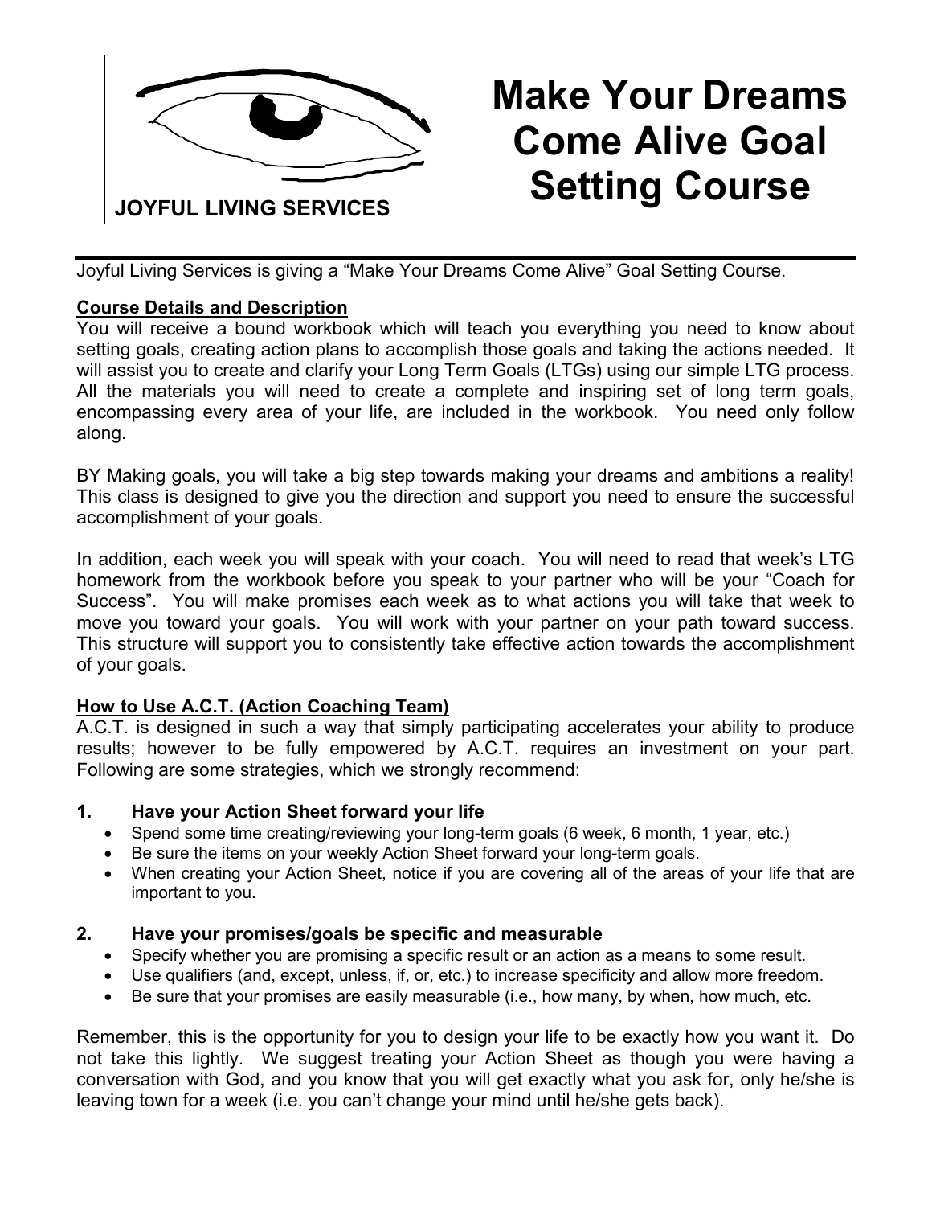JOYFUL LIVING SERVICES

# Make Your Dreams Come Alive Goal Setting Course

Joyful Living Services is giving a "Make Your Dreams Come Alive" Goal Setting Course.

## Course Details and Description

You will receive a bound workbook which will teach you everything you need to know about setting goals, creating action plans to accomplish those goals and taking the actions needed. It will assist you to create and clarify your Long Term Goals (LTGs) using our simple LTG process. All the materials you will need to create a complete and inspiring set of long term goals, encompassing every area of your life, are included in the workbook. You need only follow along.

BY Making goals, you will take a big step towards making your dreams and ambitions a reality! This class is designed to give you the direction and support you need to ensure the successful accomplishment of your goals.

In addition, each week you will speak with your coach. You will need to read that week's LTG homework from the workbook before you speak to your partner who will be your "Coach for Success". You will make promises each week as to what actions you will take that week to move you toward your goals. You will work with your partner on your path toward success. This structure will support you to consistently take effective action towards the accomplishment of your goals.

## How to Use A.C.T. (Action Coaching Team)

A.C.T. is designed in such a way that simply participating accelerates your ability to produce results; however to be fully empowered by A.C.T. requires an investment on your part. Following are some strategies, which we strongly recommend:

### 1. Have your Action Sheet forward your life

- Spend some time creating/reviewing your long-term goals (6 week, 6 month, 1 year, etc.)
- Be sure the items on your weekly Action Sheet forward your long-term goals.
- When creating your Action Sheet, notice if you are covering all of the areas of your life that are important to you.

### 2. Have your promises/goals be specific and measurable

- Specify whether you are promising a specific result or an action as a means to some result.
- Use qualifiers (and, except, unless, if, or, etc.) to increase specificity and allow more freedom.
- Be sure that your promises are easily measurable (i.e., how many, by when, how much, etc.

Remember, this is the opportunity for you to design your life to be exactly how you want it. Do not take this lightly. We suggest treating your Action Sheet as though you were having a conversation with God, and you know that you will get exactly what you ask for, only he/she is leaving town for a week (i.e. you can't change your mind until he/she gets back).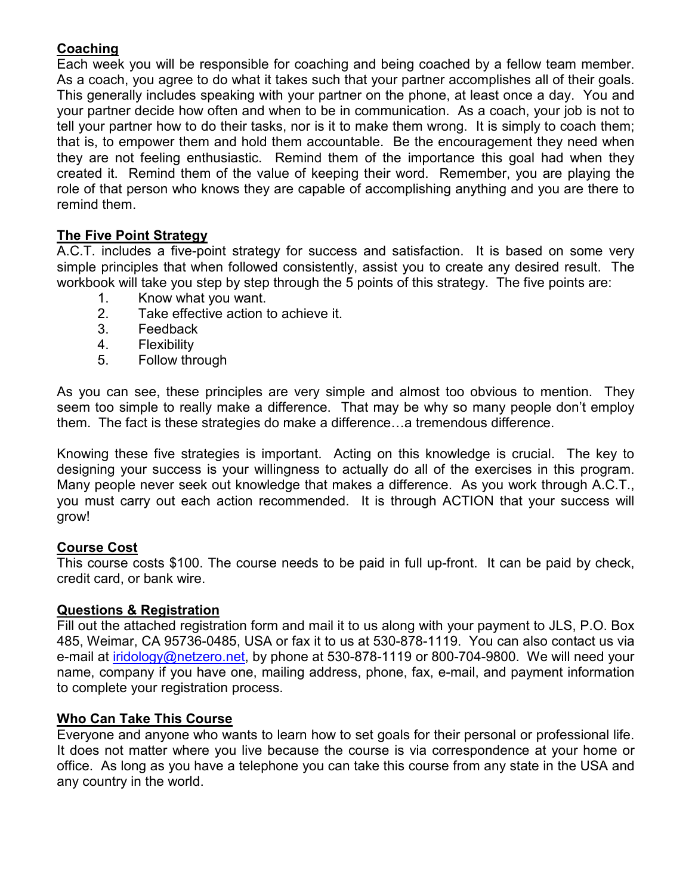## Coaching

Each week you will be responsible for coaching and being coached by a fellow team member. As a coach, you agree to do what it takes such that your partner accomplishes all of their goals. This generally includes speaking with your partner on the phone, at least once a day. You and your partner decide how often and when to be in communication. As a coach, your job is not to tell your partner how to do their tasks, nor is it to make them wrong. It is simply to coach them; that is, to empower them and hold them accountable. Be the encouragement they need when they are not feeling enthusiastic. Remind them of the importance this goal had when they created it. Remind them of the value of keeping their word. Remember, you are playing the role of that person who knows they are capable of accomplishing anything and you are there to remind them.

## The Five Point Strategy

A.C.T. includes a five-point strategy for success and satisfaction. It is based on some very simple principles that when followed consistently, assist you to create any desired result. The workbook will take you step by step through the 5 points of this strategy. The five points are:

1. Know what you want.
2. Take effective action to achieve it.
3. Feedback
4. Flexibility
5. Follow through

As you can see, these principles are very simple and almost too obvious to mention. They seem too simple to really make a difference. That may be why so many people don't employ them. The fact is these strategies do make a difference…a tremendous difference.

Knowing these five strategies is important. Acting on this knowledge is crucial. The key to designing your success is your willingness to actually do all of the exercises in this program. Many people never seek out knowledge that makes a difference. As you work through A.C.T., you must carry out each action recommended. It is through ACTION that your success will grow!

## Course Cost

This course costs $100. The course needs to be paid in full up-front. It can be paid by check, credit card, or bank wire.

## Questions & Registration

Fill out the attached registration form and mail it to us along with your payment to JLS, P.O. Box 485, Weimar, CA 95736-0485, USA or fax it to us at 530-878-1119. You can also contact us via e-mail at iridology@netzero.net, by phone at 530-878-1119 or 800-704-9800. We will need your name, company if you have one, mailing address, phone, fax, e-mail, and payment information to complete your registration process.

## Who Can Take This Course

Everyone and anyone who wants to learn how to set goals for their personal or professional life. It does not matter where you live because the course is via correspondence at your home or office. As long as you have a telephone you can take this course from any state in the USA and any country in the world.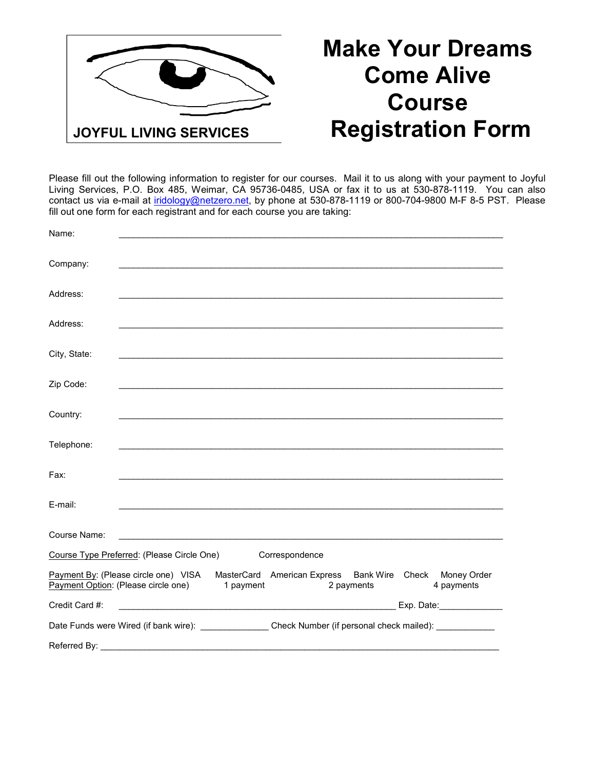JOYFUL LIVING SERVICES

# Make Your Dreams Come Alive Course Registration Form

Please fill out the following information to register for our courses. Mail it to us along with your payment to Joyful Living Services, P.O. Box 485, Weimar, CA 95736-0485, USA or fax it to us at 530-878-1119. You can also contact us via e-mail at iridology@netzero.net, by phone at 530-878-1119 or 800-704-9800 M-F 8-5 PST. Please fill out one form for each registrant and for each course you are taking:

Name: ______________________________________________________________________

Company: ______________________________________________________________________

Address: ______________________________________________________________________

Address: ______________________________________________________________________

City, State: ______________________________________________________________________

Zip Code: ______________________________________________________________________

Country: ______________________________________________________________________

Telephone: ______________________________________________________________________

Fax: ______________________________________________________________________

E-mail: ______________________________________________________________________

Course Name: ______________________________________________________________________

Course Type Preferred: (Please Circle One) Correspondence

Payment By: (Please circle one) VISA MasterCard American Express Bank Wire Check Money Order

Payment Option: (Please circle one) 1 payment 2 payments 4 payments

Credit Card #: ____________________________________________________ Exp. Date:____________

Date Funds were Wired (if bank wire): ______________ Check Number (if personal check mailed): ____________

Referred By: ______________________________________________________________________